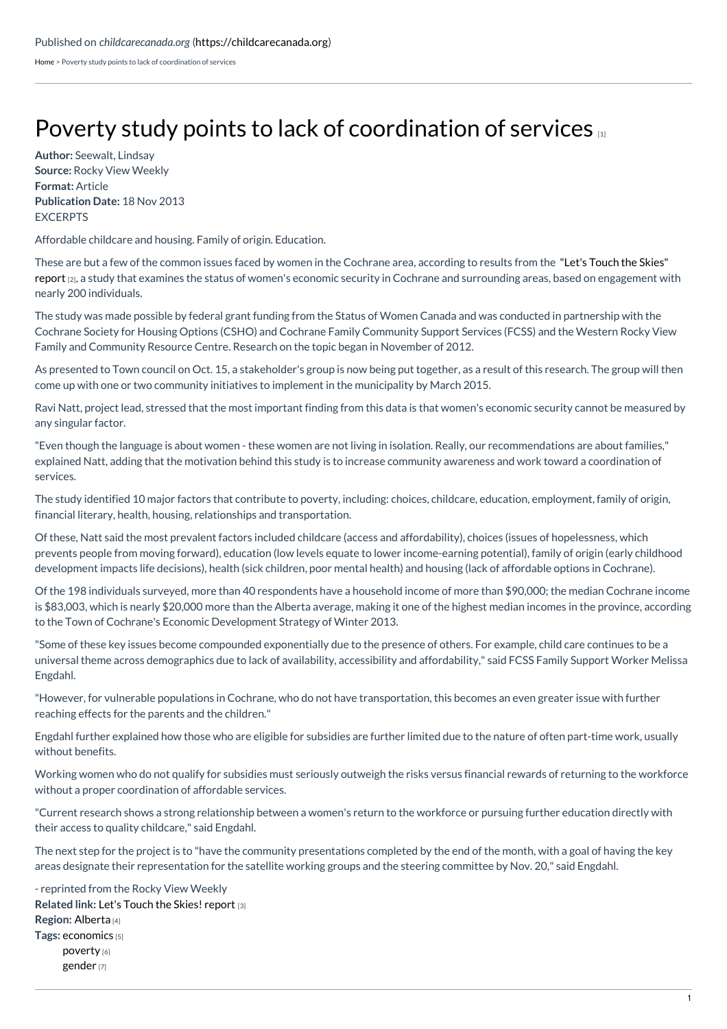Published on *childcarecanada.org* (https://childcarecanada.org)

Home > Poverty study points to lack of coordination of services

# Poverty study points to lack of coordination of services [1]

**Author:** Seewalt, Lindsay
**Source:** Rocky View Weekly
**Format:** Article
**Publication Date:** 18 Nov 2013
EXCERPTS

Affordable childcare and housing. Family of origin. Education.

These are but a few of the common issues faced by women in the Cochrane area, according to results from the "Let's Touch the Skies" report [2], a study that examines the status of women's economic security in Cochrane and surrounding areas, based on engagement with nearly 200 individuals.

The study was made possible by federal grant funding from the Status of Women Canada and was conducted in partnership with the Cochrane Society for Housing Options (CSHO) and Cochrane Family Community Support Services (FCSS) and the Western Rocky View Family and Community Resource Centre. Research on the topic began in November of 2012.

As presented to Town council on Oct. 15, a stakeholder's group is now being put together, as a result of this research. The group will then come up with one or two community initiatives to implement in the municipality by March 2015.

Ravi Natt, project lead, stressed that the most important finding from this data is that women's economic security cannot be measured by any singular factor.

"Even though the language is about women - these women are not living in isolation. Really, our recommendations are about families," explained Natt, adding that the motivation behind this study is to increase community awareness and work toward a coordination of services.

The study identified 10 major factors that contribute to poverty, including: choices, childcare, education, employment, family of origin, financial literary, health, housing, relationships and transportation.

Of these, Natt said the most prevalent factors included childcare (access and affordability), choices (issues of hopelessness, which prevents people from moving forward), education (low levels equate to lower income-earning potential), family of origin (early childhood development impacts life decisions), health (sick children, poor mental health) and housing (lack of affordable options in Cochrane).

Of the 198 individuals surveyed, more than 40 respondents have a household income of more than $90,000; the median Cochrane income is $83,003, which is nearly $20,000 more than the Alberta average, making it one of the highest median incomes in the province, according to the Town of Cochrane's Economic Development Strategy of Winter 2013.

"Some of these key issues become compounded exponentially due to the presence of others. For example, child care continues to be a universal theme across demographics due to lack of availability, accessibility and affordability," said FCSS Family Support Worker Melissa Engdahl.

"However, for vulnerable populations in Cochrane, who do not have transportation, this becomes an even greater issue with further reaching effects for the parents and the children."

Engdahl further explained how those who are eligible for subsidies are further limited due to the nature of often part-time work, usually without benefits.

Working women who do not qualify for subsidies must seriously outweigh the risks versus financial rewards of returning to the workforce without a proper coordination of affordable services.

"Current research shows a strong relationship between a women's return to the workforce or pursuing further education directly with their access to quality childcare," said Engdahl.

The next step for the project is to "have the community presentations completed by the end of the month, with a goal of having the key areas designate their representation for the satellite working groups and the steering committee by Nov. 20," said Engdahl.

- reprinted from the Rocky View Weekly

**Related link:** Let's Touch the Skies! report [3]
**Region:** Alberta [4]
**Tags:** economics [5]
poverty [6]
gender [7]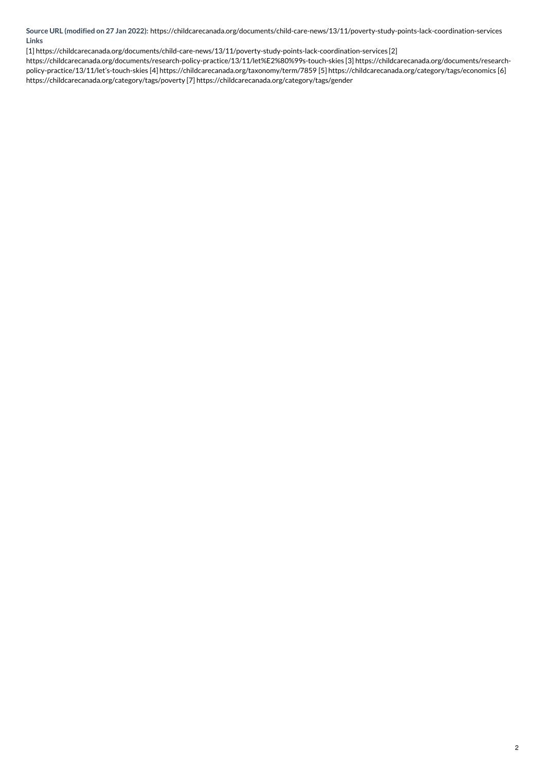**Source URL (modified on 27 Jan 2022):** https://childcarecanada.org/documents/child-care-news/13/11/poverty-study-points-lack-coordination-services
**Links**

[1] https://childcarecanada.org/documents/child-care-news/13/11/poverty-study-points-lack-coordination-services [2] https://childcarecanada.org/documents/research-policy-practice/13/11/let%E2%80%99s-touch-skies [3] https://childcarecanada.org/documents/research-policy-practice/13/11/let's-touch-skies [4] https://childcarecanada.org/taxonomy/term/7859 [5] https://childcarecanada.org/category/tags/economics [6] https://childcarecanada.org/category/tags/poverty [7] https://childcarecanada.org/category/tags/gender